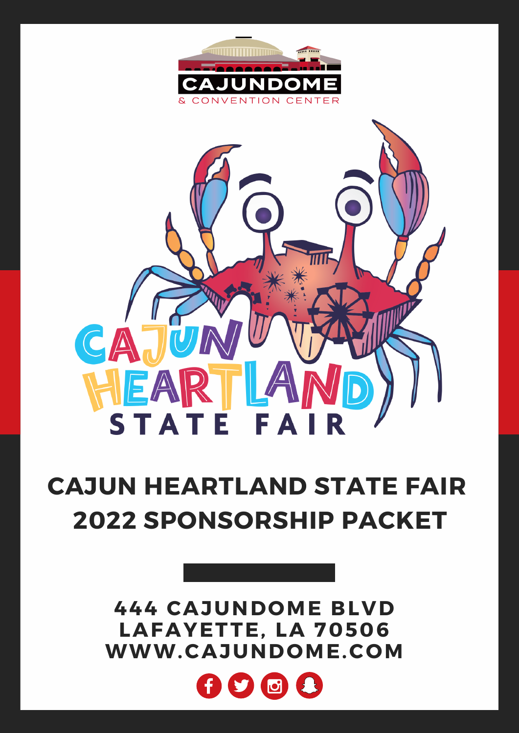CAJUNDOME

& CONVENTION CENTER

CAJUN HEARTLAND STATE FAIR

# CAJUN HEARTLAND STATE FAIR 2022 SPONSORSHIP PACKET

**444 CAJUNDOME BLVD**
**LAFAYETTE, LA 70506**
**WWW.CAJUNDOME.COM**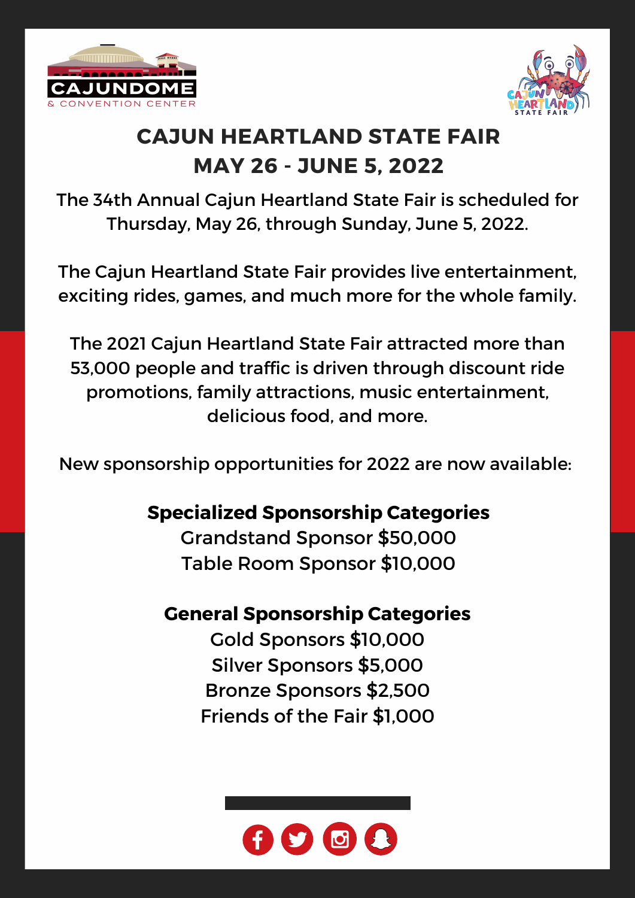CAJUNDOME & CONVENTION CENTER

CAJUN HEARTLAND STATE FAIR

# CAJUN HEARTLAND STATE FAIR
# MAY 26 - JUNE 5, 2022

The 34th Annual Cajun Heartland State Fair is scheduled for Thursday, May 26, through Sunday, June 5, 2022.

The Cajun Heartland State Fair provides live entertainment, exciting rides, games, and much more for the whole family.

The 2021 Cajun Heartland State Fair attracted more than 53,000 people and traffic is driven through discount ride promotions, family attractions, music entertainment, delicious food, and more.

New sponsorship opportunities for 2022 are now available:

**Specialized Sponsorship Categories**

Grandstand Sponsor $50,000

Table Room Sponsor $10,000

**General Sponsorship Categories**

Gold Sponsors $10,000

Silver Sponsors $5,000

Bronze Sponsors $2,500

Friends of the Fair $1,000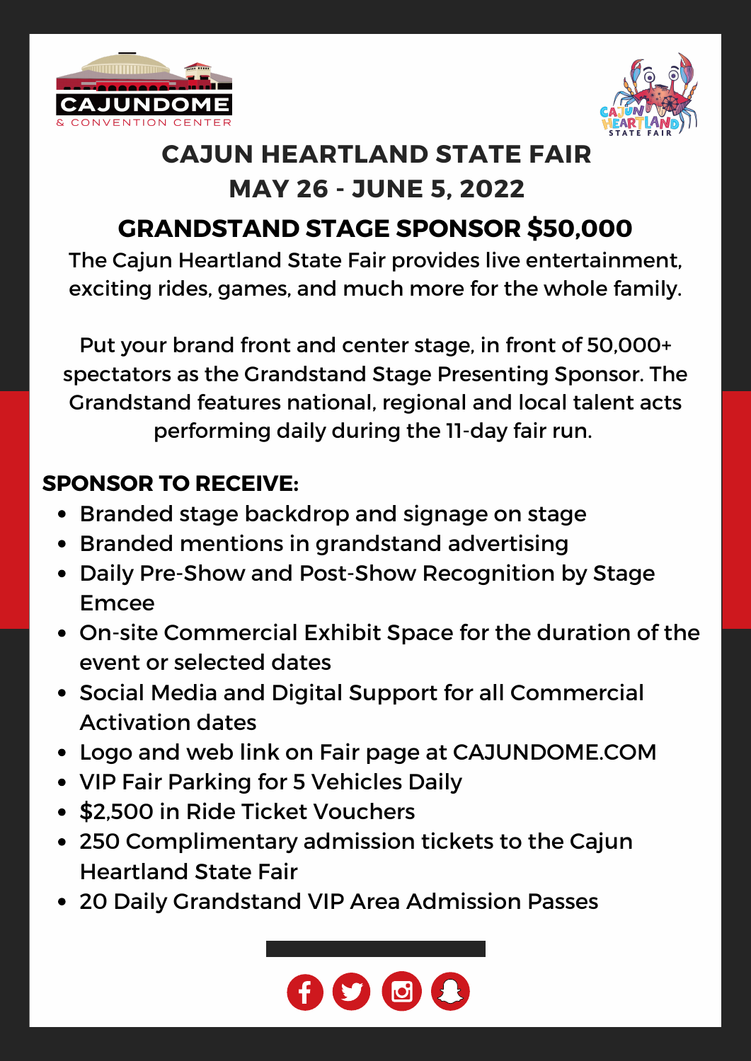CAJUNDOME
& CONVENTION CENTER

CAJUN HEARTLAND STATE FAIR

# CAJUN HEARTLAND STATE FAIR
## MAY 26 - JUNE 5, 2022

## GRANDSTAND STAGE SPONSOR $50,000

The Cajun Heartland State Fair provides live entertainment, exciting rides, games, and much more for the whole family.

Put your brand front and center stage, in front of 50,000+ spectators as the Grandstand Stage Presenting Sponsor. The Grandstand features national, regional and local talent acts performing daily during the 11-day fair run.

**SPONSOR TO RECEIVE:**

- Branded stage backdrop and signage on stage
- Branded mentions in grandstand advertising
- Daily Pre-Show and Post-Show Recognition by Stage Emcee
- On-site Commercial Exhibit Space for the duration of the event or selected dates
- Social Media and Digital Support for all Commercial Activation dates
- Logo and web link on Fair page at CAJUNDOME.COM
- VIP Fair Parking for 5 Vehicles Daily
- $2,500 in Ride Ticket Vouchers
- 250 Complimentary admission tickets to the Cajun Heartland State Fair
- 20 Daily Grandstand VIP Area Admission Passes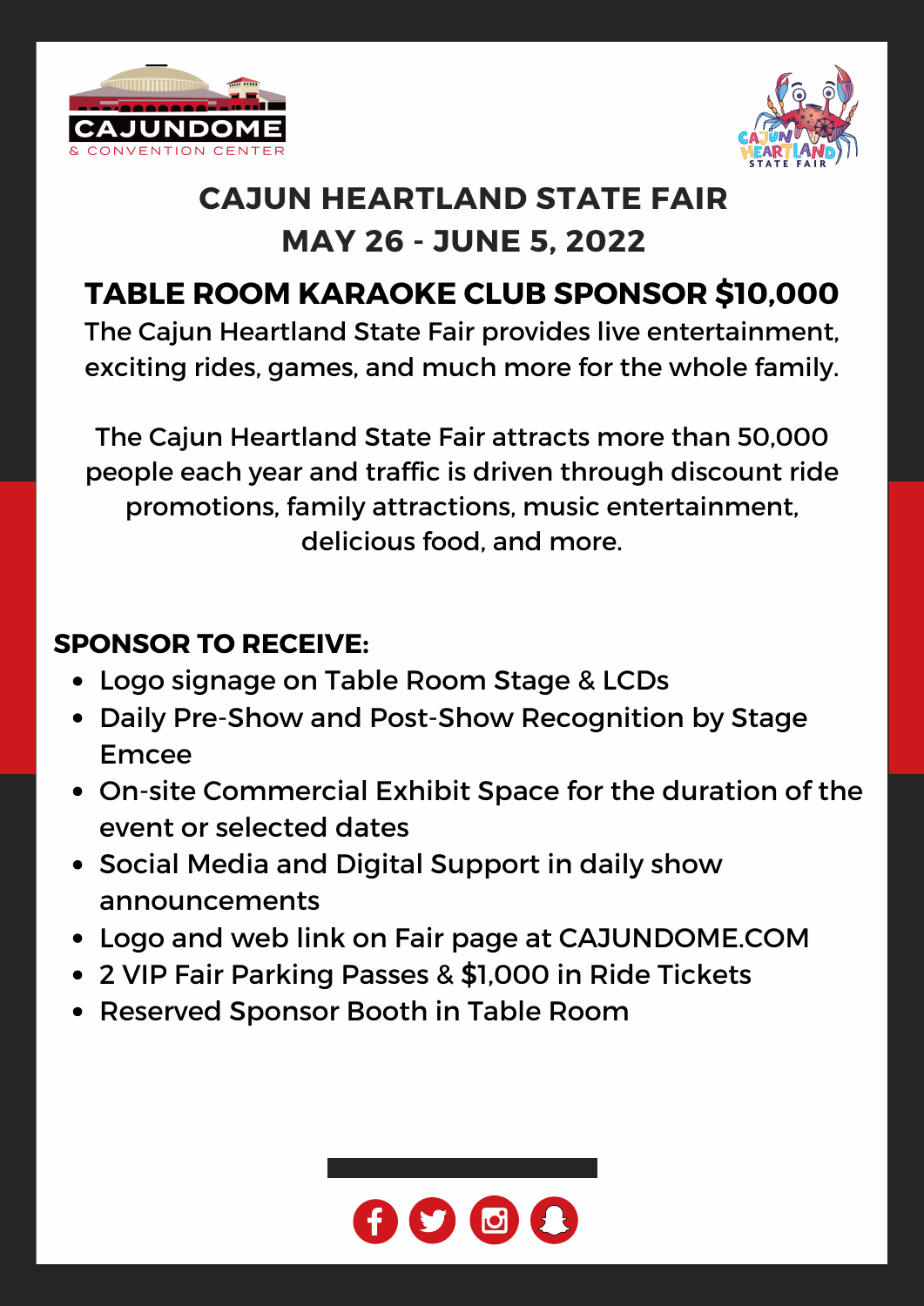# CAJUN HEARTLAND STATE FAIR
# MAY 26 - JUNE 5, 2022

## TABLE ROOM KARAOKE CLUB SPONSOR $10,000

The Cajun Heartland State Fair provides live entertainment, exciting rides, games, and much more for the whole family.

The Cajun Heartland State Fair attracts more than 50,000 people each year and traffic is driven through discount ride promotions, family attractions, music entertainment, delicious food, and more.

**SPONSOR TO RECEIVE:**

- Logo signage on Table Room Stage & LCDs
- Daily Pre-Show and Post-Show Recognition by Stage Emcee
- On-site Commercial Exhibit Space for the duration of the event or selected dates
- Social Media and Digital Support in daily show announcements
- Logo and web link on Fair page at CAJUNDOME.COM
- 2 VIP Fair Parking Passes & $1,000 in Ride Tickets
- Reserved Sponsor Booth in Table Room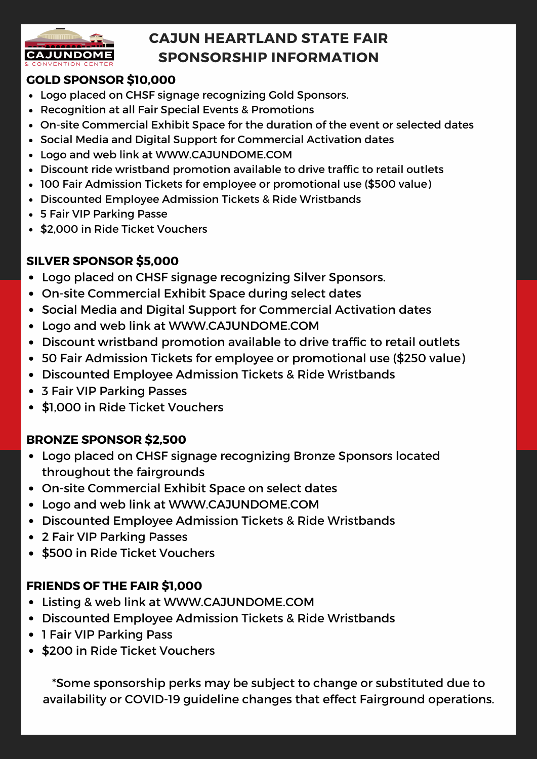# CAJUN HEARTLAND STATE FAIR SPONSORSHIP INFORMATION

## GOLD SPONSOR $10,000

- Logo placed on CHSF signage recognizing Gold Sponsors.
- Recognition at all Fair Special Events & Promotions
- On-site Commercial Exhibit Space for the duration of the event or selected dates
- Social Media and Digital Support for Commercial Activation dates
- Logo and web link at WWW.CAJUNDOME.COM
- Discount ride wristband promotion available to drive traffic to retail outlets
- 100 Fair Admission Tickets for employee or promotional use ($500 value)
- Discounted Employee Admission Tickets & Ride Wristbands
- 5 Fair VIP Parking Passe
- $2,000 in Ride Ticket Vouchers

## SILVER SPONSOR $5,000

- Logo placed on CHSF signage recognizing Silver Sponsors.
- On-site Commercial Exhibit Space during select dates
- Social Media and Digital Support for Commercial Activation dates
- Logo and web link at WWW.CAJUNDOME.COM
- Discount wristband promotion available to drive traffic to retail outlets
- 50 Fair Admission Tickets for employee or promotional use ($250 value)
- Discounted Employee Admission Tickets & Ride Wristbands
- 3 Fair VIP Parking Passes
- $1,000 in Ride Ticket Vouchers

## BRONZE SPONSOR $2,500

- Logo placed on CHSF signage recognizing Bronze Sponsors located throughout the fairgrounds
- On-site Commercial Exhibit Space on select dates
- Logo and web link at WWW.CAJUNDOME.COM
- Discounted Employee Admission Tickets & Ride Wristbands
- 2 Fair VIP Parking Passes
- $500 in Ride Ticket Vouchers

## FRIENDS OF THE FAIR $1,000

- Listing & web link at WWW.CAJUNDOME.COM
- Discounted Employee Admission Tickets & Ride Wristbands
- 1 Fair VIP Parking Pass
- $200 in Ride Ticket Vouchers

*Some sponsorship perks may be subject to change or substituted due to availability or COVID-19 guideline changes that effect Fairground operations.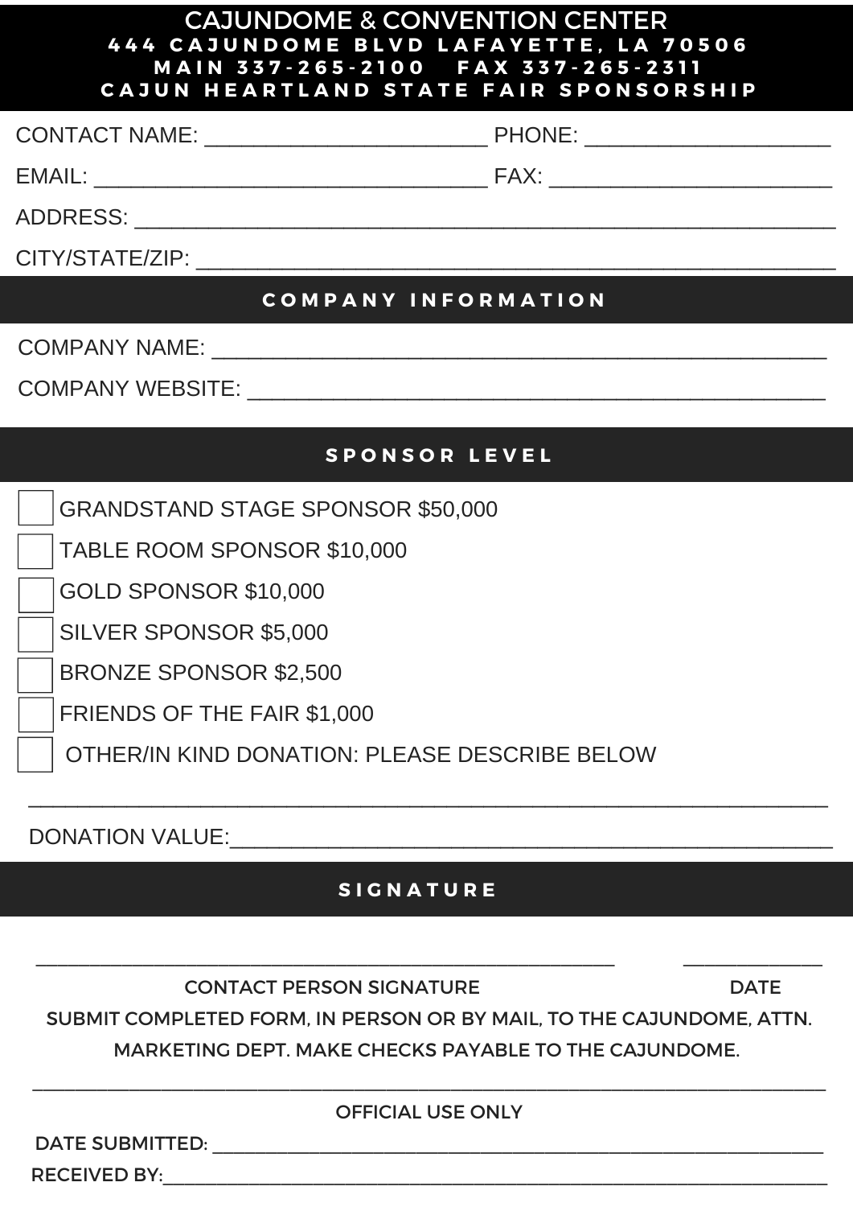# CAJUNDOME & CONVENTION CENTER

**444 CAJUNDOME BLVD LAFAYETTE, LA 70506**

**MAIN 337-265-2100 FAX 337-265-2311**

**CAJUN HEARTLAND STATE FAIR SPONSORSHIP**

CONTACT NAME: ________________________ PHONE: ____________________

EMAIL: ________________________________ FAX: ______________________

ADDRESS: ______________________________________________________

CITY/STATE/ZIP: _________________________________________________

## COMPANY INFORMATION

COMPANY NAME: _______________________________________________

COMPANY WEBSITE: ____________________________________________

## SPONSOR LEVEL

- ☐ GRANDSTAND STAGE SPONSOR $50,000
- ☐ TABLE ROOM SPONSOR $10,000
- ☐ GOLD SPONSOR $10,000
- ☐ SILVER SPONSOR $5,000
- ☐ BRONZE SPONSOR $2,500
- ☐ FRIENDS OF THE FAIR $1,000
- ☐ OTHER/IN KIND DONATION: PLEASE DESCRIBE BELOW

_________________________________________________________________

DONATION VALUE:__________________________________________________

## SIGNATURE

_________________________________________________ ______________

CONTACT PERSON SIGNATURE DATE

SUBMIT COMPLETED FORM, IN PERSON OR BY MAIL, TO THE CAJUNDOME, ATTN. MARKETING DEPT. MAKE CHECKS PAYABLE TO THE CAJUNDOME.

_________________________________________________________________

OFFICIAL USE ONLY

DATE SUBMITTED: _________________________________________________

RECEIVED BY:_____________________________________________________